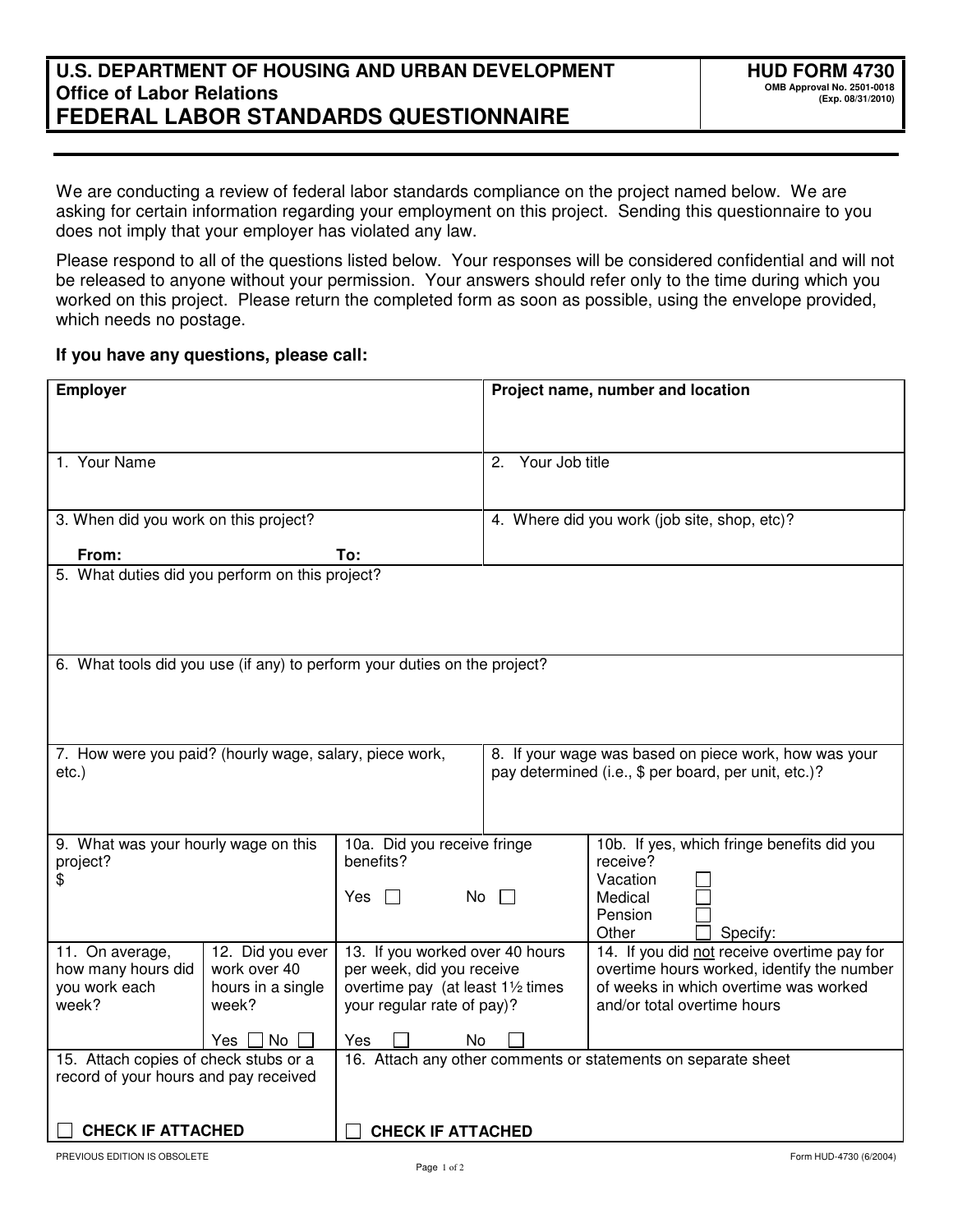# U.S. DEPARTMENT OF HOUSING AND URBAN DEVELOPMENT
## Office of Labor Relations
## FEDERAL LABOR STANDARDS QUESTIONNAIRE

**HUD FORM 4730**
**OMB Approval No. 2501-0018**
**(Exp. 08/31/2010)**

We are conducting a review of federal labor standards compliance on the project named below. We are asking for certain information regarding your employment on this project. Sending this questionnaire to you does not imply that your employer has violated any law.

Please respond to all of the questions listed below. Your responses will be considered confidential and will not be released to anyone without your permission. Your answers should refer only to the time during which you worked on this project. Please return the completed form as soon as possible, using the envelope provided, which needs no postage.

**If you have any questions, please call:**

| **Employer** | **Project name, number and location** |
|---|---|
| 1. Your Name | 2. Your Job title |
| 3. When did you work on this project? **From:** **To:** | 4. Where did you work (job site, shop, etc)? |

5. What duties did you perform on this project?

6. What tools did you use (if any) to perform your duties on the project?

| 7. How were you paid? (hourly wage, salary, piece work, etc.) | 8. If your wage was based on piece work, how was your pay determined (i.e., $ per board, per unit, etc.)? |
|---|---|

| 9. What was your hourly wage on this project? $ | 10a. Did you receive fringe benefits? Yes ☐ No ☐ | 10b. If yes, which fringe benefits did you receive? Vacation ☐ Medical ☐ Pension ☐ Other ☐ Specify: |
|---|---|---|

| 11. On average, how many hours did you work each week? | 12. Did you ever work over 40 hours in a single week? Yes ☐ No ☐ | 13. If you worked over 40 hours per week, did you receive overtime pay (at least 1½ times your regular rate of pay)? Yes ☐ No ☐ | 14. If you did not receive overtime pay for overtime hours worked, identify the number of weeks in which overtime was worked and/or total overtime hours |
|---|---|---|---|

| 15. Attach copies of check stubs or a record of your hours and pay received ☐ **CHECK IF ATTACHED** | 16. Attach any other comments or statements on separate sheet ☐ **CHECK IF ATTACHED** |
|---|---|

PREVIOUS EDITION IS OBSOLETE

Form HUD-4730 (6/2004)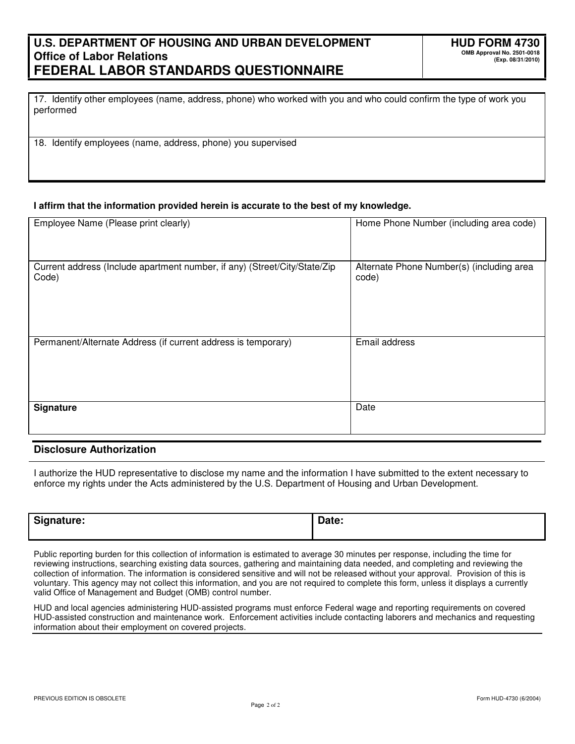# U.S. DEPARTMENT OF HOUSING AND URBAN DEVELOPMENT
## Office of Labor Relations
## FEDERAL LABOR STANDARDS QUESTIONNAIRE

**HUD FORM 4730**
**OMB Approval No. 2501-0018**
**(Exp. 08/31/2010)**

| |
|---|
| 17. Identify other employees (name, address, phone) who worked with you and who could confirm the type of work you performed |
| 18. Identify employees (name, address, phone) you supervised |

**I affirm that the information provided herein is accurate to the best of my knowledge.**

| | |
|---|---|
| Employee Name (Please print clearly) | Home Phone Number (including area code) |
| Current address (Include apartment number, if any) (Street/City/State/Zip Code) | Alternate Phone Number(s) (including area code) |
| Permanent/Alternate Address (if current address is temporary) | Email address |
| **Signature** | Date |

### Disclosure Authorization

I authorize the HUD representative to disclose my name and the information I have submitted to the extent necessary to enforce my rights under the Acts administered by the U.S. Department of Housing and Urban Development.

| | |
|---|---|
| **Signature:** | **Date:** |

Public reporting burden for this collection of information is estimated to average 30 minutes per response, including the time for reviewing instructions, searching existing data sources, gathering and maintaining data needed, and completing and reviewing the collection of information. The information is considered sensitive and will not be released without your approval. Provision of this is voluntary. This agency may not collect this information, and you are not required to complete this form, unless it displays a currently valid Office of Management and Budget (OMB) control number.

HUD and local agencies administering HUD-assisted programs must enforce Federal wage and reporting requirements on covered HUD-assisted construction and maintenance work. Enforcement activities include contacting laborers and mechanics and requesting information about their employment on covered projects.

PREVIOUS EDITION IS OBSOLETE

Form HUD-4730 (6/2004)